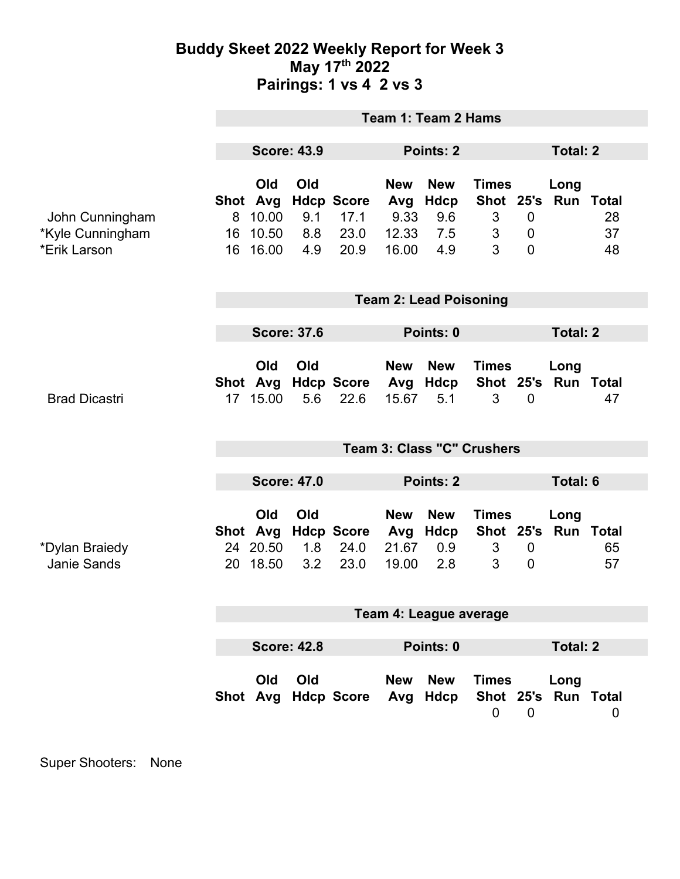# Buddy Skeet 2022 Weekly Report for Week 3
## May 17th 2022
## Pairings: 1 vs 4  2 vs 3

### Team 1: Team 2 Hams

**Score: 43.9** **Points: 2** **Total: 2**

| | Shot | Old Avg | Old Hdcp | Score | New Avg | New Hdcp | Times Shot | 25's | Long Run | Total |
|---|---|---|---|---|---|---|---|---|---|---|
| John Cunningham | 8 | 10.00 | 9.1 | 17.1 | 9.33 | 9.6 | 3 | 0 | | 28 |
| *Kyle Cunningham | 16 | 10.50 | 8.8 | 23.0 | 12.33 | 7.5 | 3 | 0 | | 37 |
| *Erik Larson | 16 | 16.00 | 4.9 | 20.9 | 16.00 | 4.9 | 3 | 0 | | 48 |

### Team 2: Lead Poisoning

**Score: 37.6** **Points: 0** **Total: 2**

| | Shot | Old Avg | Old Hdcp | Score | New Avg | New Hdcp | Times Shot | 25's | Long Run | Total |
|---|---|---|---|---|---|---|---|---|---|---|
| Brad Dicastri | 17 | 15.00 | 5.6 | 22.6 | 15.67 | 5.1 | 3 | 0 | | 47 |

### Team 3: Class "C" Crushers

**Score: 47.0** **Points: 2** **Total: 6**

| | Shot | Old Avg | Old Hdcp | Score | New Avg | New Hdcp | Times Shot | 25's | Long Run | Total |
|---|---|---|---|---|---|---|---|---|---|---|
| *Dylan Braiedy | 24 | 20.50 | 1.8 | 24.0 | 21.67 | 0.9 | 3 | 0 | | 65 |
| Janie Sands | 20 | 18.50 | 3.2 | 23.0 | 19.00 | 2.8 | 3 | 0 | | 57 |

### Team 4: League average

**Score: 42.8** **Points: 0** **Total: 2**

| | Shot | Old Avg | Old Hdcp | Score | New Avg | New Hdcp | Times Shot | 25's | Long Run | Total |
|---|---|---|---|---|---|---|---|---|---|---|
| | | | | | | | 0 | 0 | | 0 |

Super Shooters: None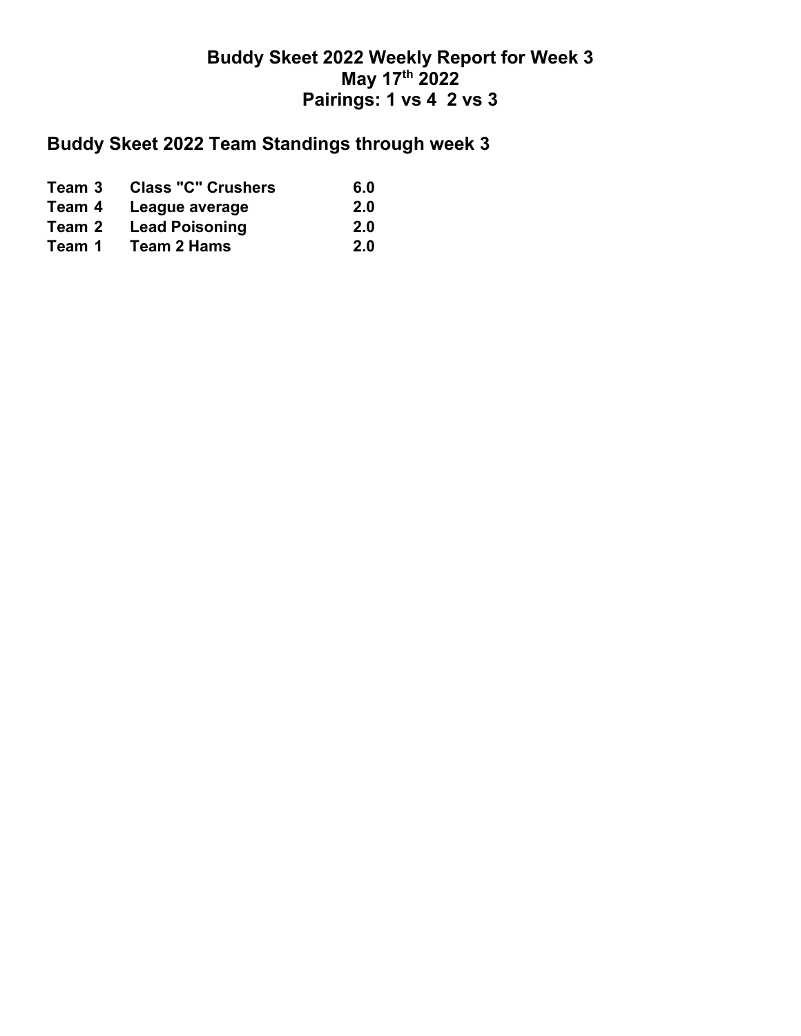# Buddy Skeet 2022 Weekly Report for Week 3

**May 17th 2022**

**Pairings: 1 vs 4  2 vs 3**

## Buddy Skeet 2022 Team Standings through week 3

| Team | Name | Points |
|---|---|---|
| Team 3 | Class "C" Crushers | 6.0 |
| Team 4 | League average | 2.0 |
| Team 2 | Lead Poisoning | 2.0 |
| Team 1 | Team 2 Hams | 2.0 |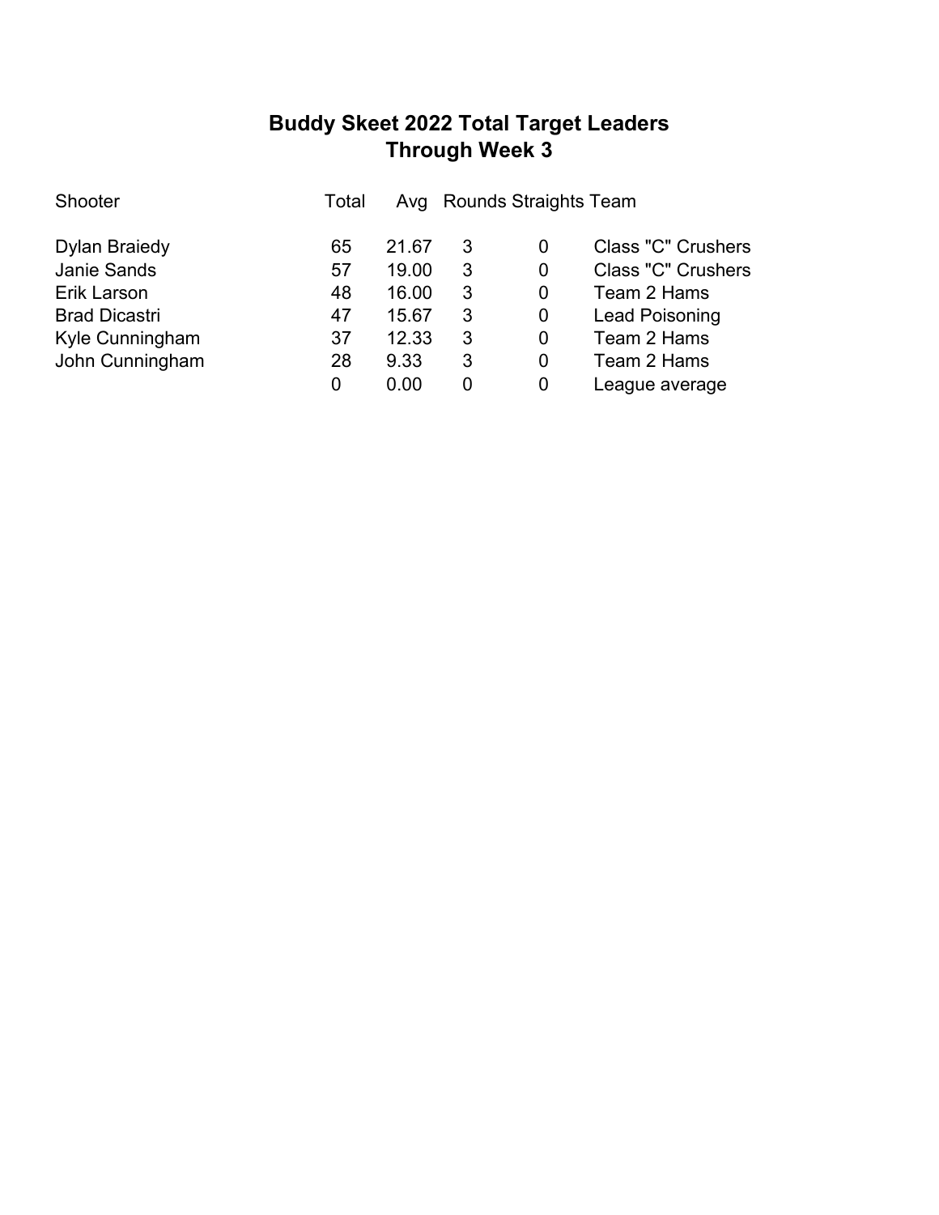# Buddy Skeet 2022 Total Target Leaders
## Through Week 3

| Shooter | Total | Avg | Rounds | Straights | Team |
|---|---|---|---|---|---|
| Dylan Braiedy | 65 | 21.67 | 3 | 0 | Class "C" Crushers |
| Janie Sands | 57 | 19.00 | 3 | 0 | Class "C" Crushers |
| Erik Larson | 48 | 16.00 | 3 | 0 | Team 2 Hams |
| Brad Dicastri | 47 | 15.67 | 3 | 0 | Lead Poisoning |
| Kyle Cunningham | 37 | 12.33 | 3 | 0 | Team 2 Hams |
| John Cunningham | 28 | 9.33 | 3 | 0 | Team 2 Hams |
| | 0 | 0.00 | 0 | 0 | League average |